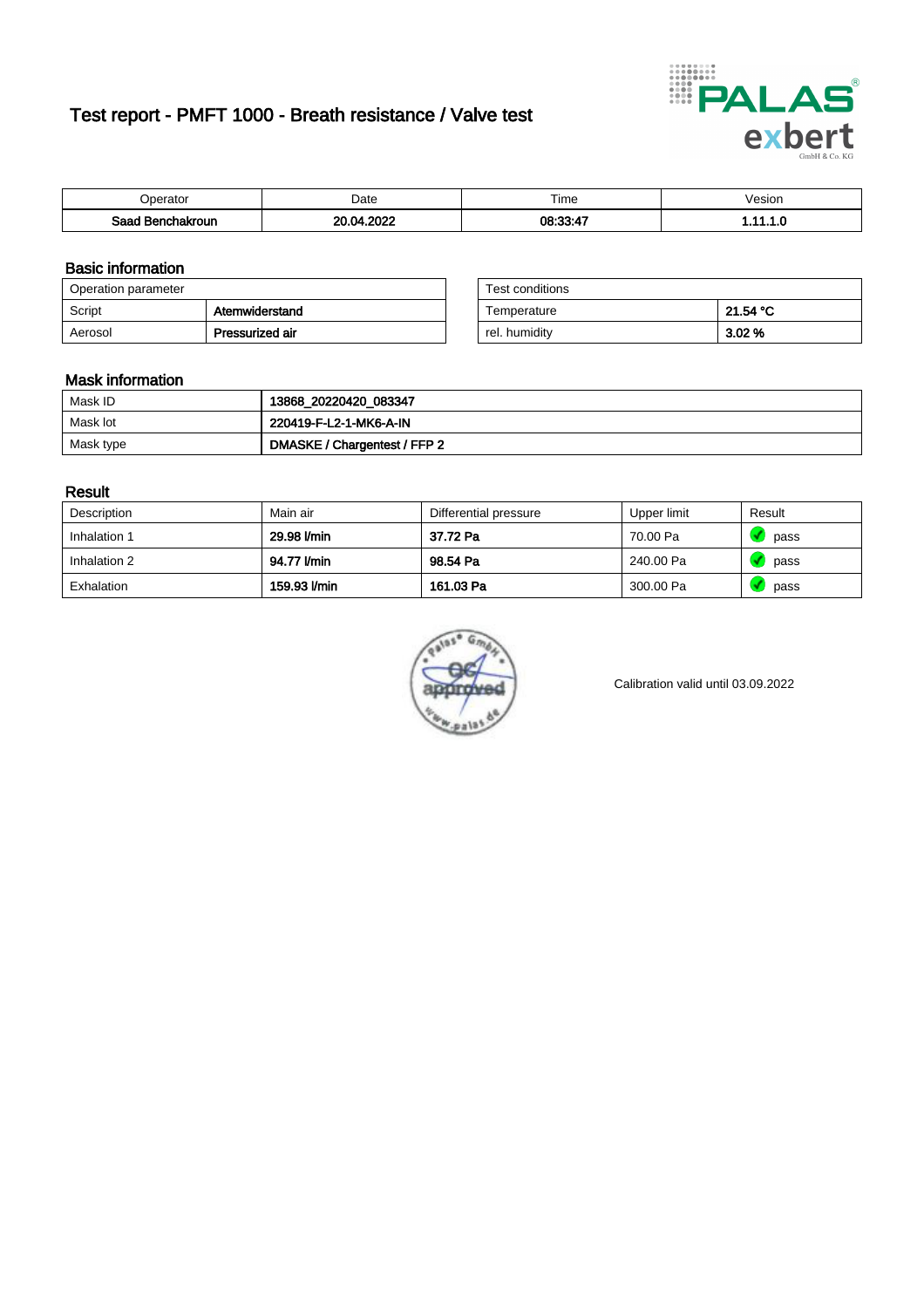# Test report - PMFT 1000 - Breath resistance / Valve test

| Operator | Date | Time | Vesion |
|---|---|---|---|
| **Saad Benchakroun** | **20.04.2022** | **08:33:47** | **1.11.1.0** |

## Basic information

| Operation parameter | |
|---|---|
| Script | **Atemwiderstand** |
| Aerosol | **Pressurized air** |

| Test conditions | |
|---|---|
| Temperature | **21.54 °C** |
| rel. humidity | **3.02 %** |

## Mask information

| | |
|---|---|
| Mask ID | **13868_20220420_083347** |
| Mask lot | **220419-F-L2-1-MK6-A-IN** |
| Mask type | **DMASKE / Chargentest / FFP 2** |

## Result

| Description | Main air | Differential pressure | Upper limit | Result |
|---|---|---|---|---|
| Inhalation 1 | **29.98 l/min** | **37.72 Pa** | 70.00 Pa | pass |
| Inhalation 2 | **94.77 l/min** | **98.54 Pa** | 240.00 Pa | pass |
| Exhalation | **159.93 l/min** | **161.03 Pa** | 300.00 Pa | pass |

Calibration valid until 03.09.2022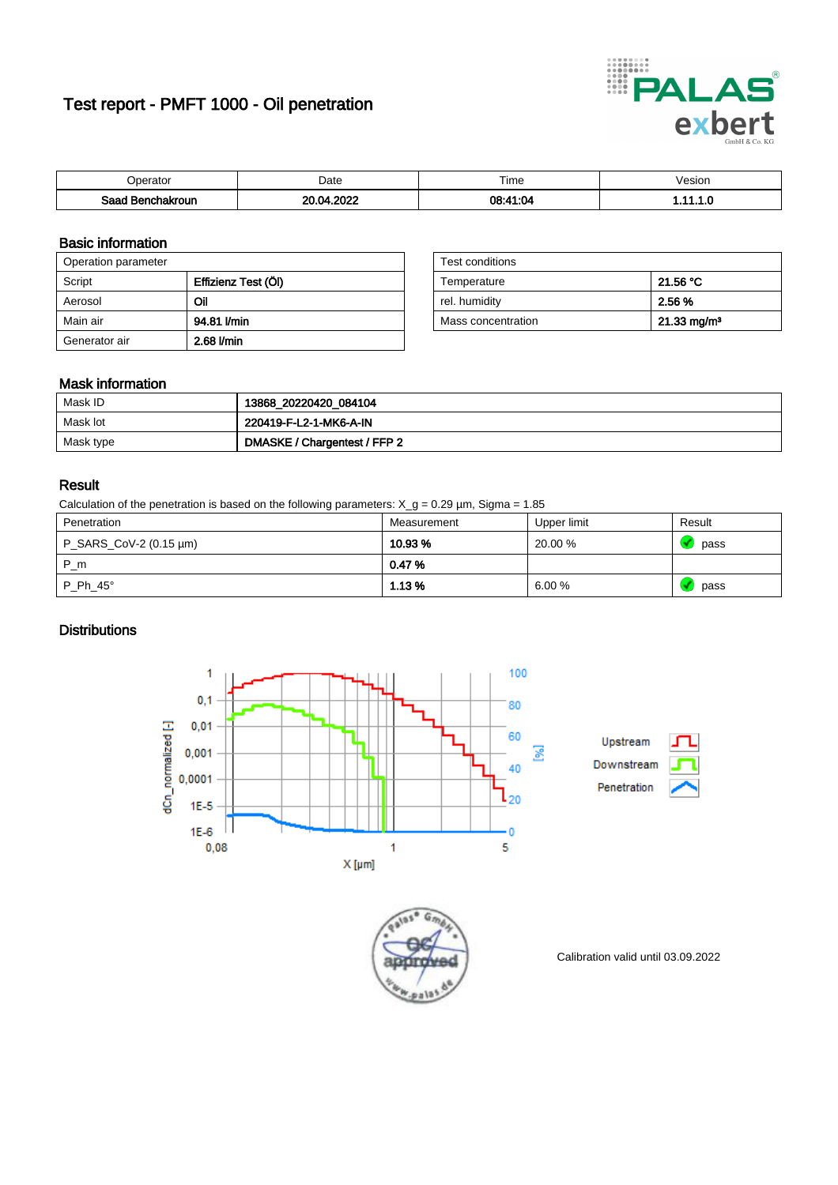# Test report - PMFT 1000 - Oil penetration

PALAS exbert GmbH & Co. KG

| Operator | Date | Time | Vesion |
|---|---|---|---|
| **Saad Benchakroun** | **20.04.2022** | **08:41:04** | **1.11.1.0** |

## Basic information

| Operation parameter | |
|---|---|
| Script | **Effizienz Test (Öl)** |
| Aerosol | **Oil** |
| Main air | **94.81 l/min** |
| Generator air | **2.68 l/min** |

| Test conditions | |
|---|---|
| Temperature | **21.56 °C** |
| rel. humidity | **2.56 %** |
| Mass concentration | **21.33 mg/m³** |

## Mask information

| | |
|---|---|
| Mask ID | **13868_20220420_084104** |
| Mask lot | **220419-F-L2-1-MK6-A-IN** |
| Mask type | **DMASKE / Chargentest / FFP 2** |

## Result

Calculation of the penetration is based on the following parameters: X_g = 0.29 µm, Sigma = 1.85

| Penetration | Measurement | Upper limit | Result |
|---|---|---|---|
| P_SARS_CoV-2 (0.15 µm) | **10.93 %** | 20.00 % | pass |
| P_m | **0.47 %** | | |
| P_Ph_45° | **1.13 %** | 6.00 % | pass |

## Distributions

dCn_normalized [-]
1
0,1
0,01
0,001
0,0001
1E-5
1E-6
0,08
1
5
X [µm]
[%]
100
80
60
40
20
0
Upstream
Downstream
Penetration

Palas® GmbH QC approved www.palas.de

Calibration valid until 03.09.2022